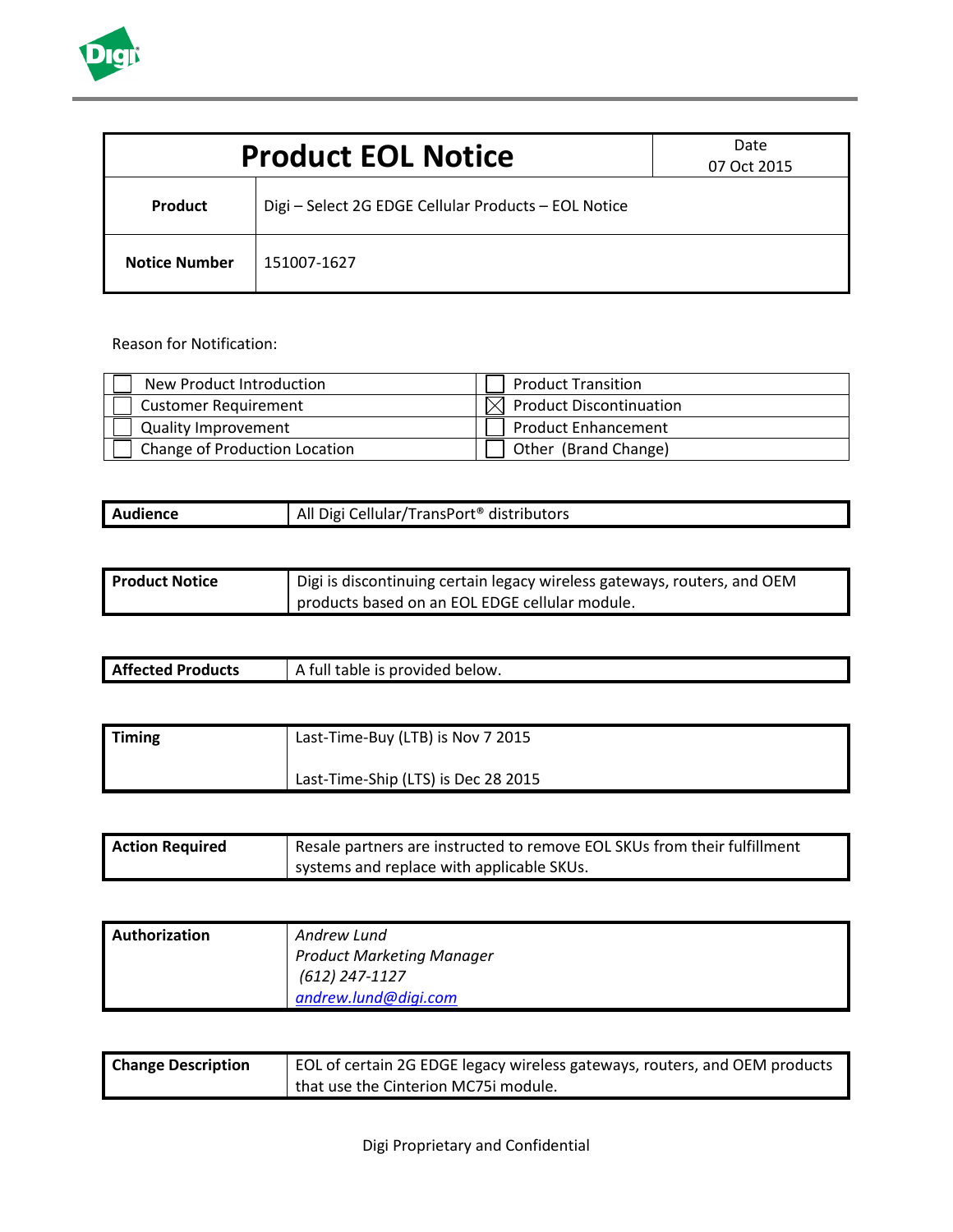| Product EOL Notice | | Date<br>07 Oct 2015 |
|---|---|---|
| **Product** | Digi – Select 2G EDGE Cellular Products – EOL Notice | |
| **Notice Number** | 151007-1627 | |

Reason for Notification:

| | |
|---|---|
| ☐ New Product Introduction | ☐ Product Transition |
| ☐ Customer Requirement | ☒ Product Discontinuation |
| ☐ Quality Improvement | ☐ Product Enhancement |
| ☐ Change of Production Location | ☐ Other (Brand Change) |

| **Audience** | All Digi Cellular/TransPort® distributors |
|---|---|

| **Product Notice** | Digi is discontinuing certain legacy wireless gateways, routers, and OEM products based on an EOL EDGE cellular module. |
|---|---|

| **Affected Products** | A full table is provided below. |
|---|---|

| **Timing** | Last-Time-Buy (LTB) is Nov 7 2015<br><br>Last-Time-Ship (LTS) is Dec 28 2015 |
|---|---|

| **Action Required** | Resale partners are instructed to remove EOL SKUs from their fulfillment systems and replace with applicable SKUs. |
|---|---|

| **Authorization** | *Andrew Lund*<br>*Product Marketing Manager*<br>*(612) 247-1127*<br>*andrew.lund@digi.com* |
|---|---|

| **Change Description** | EOL of certain 2G EDGE legacy wireless gateways, routers, and OEM products that use the Cinterion MC75i module. |
|---|---|

Digi Proprietary and Confidential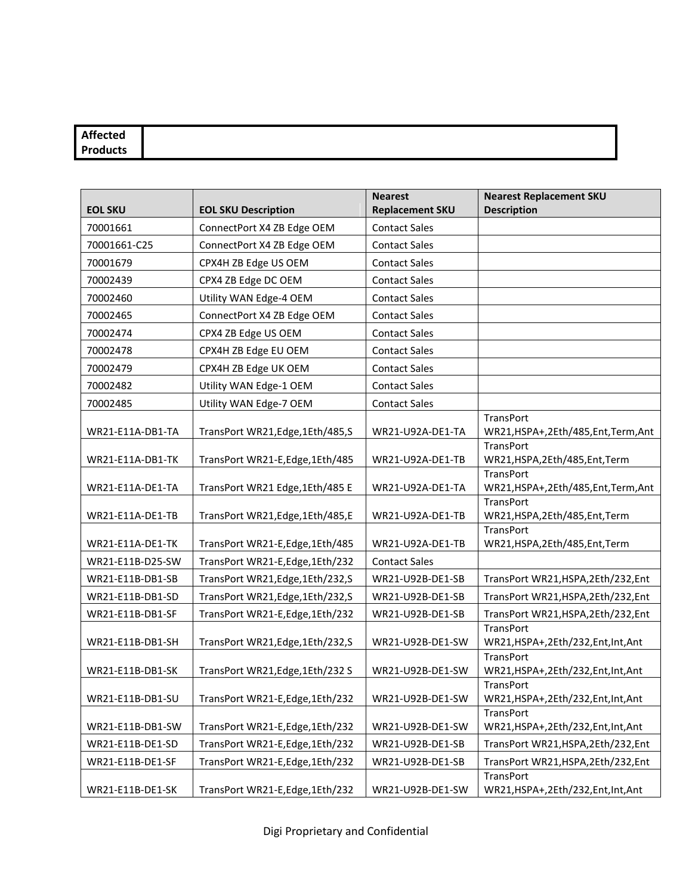| Affected Products | |
|---|---|

| EOL SKU | EOL SKU Description | Nearest Replacement SKU | Nearest Replacement SKU Description |
|---|---|---|---|
| 70001661 | ConnectPort X4 ZB Edge OEM | Contact Sales | |
| 70001661-C25 | ConnectPort X4 ZB Edge OEM | Contact Sales | |
| 70001679 | CPX4H ZB Edge US OEM | Contact Sales | |
| 70002439 | CPX4 ZB Edge DC OEM | Contact Sales | |
| 70002460 | Utility WAN Edge-4 OEM | Contact Sales | |
| 70002465 | ConnectPort X4 ZB Edge OEM | Contact Sales | |
| 70002474 | CPX4 ZB Edge US OEM | Contact Sales | |
| 70002478 | CPX4H ZB Edge EU OEM | Contact Sales | |
| 70002479 | CPX4H ZB Edge UK OEM | Contact Sales | |
| 70002482 | Utility WAN Edge-1 OEM | Contact Sales | |
| 70002485 | Utility WAN Edge-7 OEM | Contact Sales | |
| WR21-E11A-DB1-TA | TransPort WR21,Edge,1Eth/485,S | WR21-U92A-DE1-TA | TransPort WR21,HSPA+,2Eth/485,Ent,Term,Ant |
| WR21-E11A-DB1-TK | TransPort WR21-E,Edge,1Eth/485 | WR21-U92A-DE1-TB | TransPort WR21,HSPA,2Eth/485,Ent,Term |
| WR21-E11A-DE1-TA | TransPort WR21 Edge,1Eth/485 E | WR21-U92A-DE1-TA | TransPort WR21,HSPA+,2Eth/485,Ent,Term,Ant |
| WR21-E11A-DE1-TB | TransPort WR21,Edge,1Eth/485,E | WR21-U92A-DE1-TB | TransPort WR21,HSPA,2Eth/485,Ent,Term |
| WR21-E11A-DE1-TK | TransPort WR21-E,Edge,1Eth/485 | WR21-U92A-DE1-TB | TransPort WR21,HSPA,2Eth/485,Ent,Term |
| WR21-E11B-D25-SW | TransPort WR21-E,Edge,1Eth/232 | Contact Sales | |
| WR21-E11B-DB1-SB | TransPort WR21,Edge,1Eth/232,S | WR21-U92B-DE1-SB | TransPort WR21,HSPA,2Eth/232,Ent |
| WR21-E11B-DB1-SD | TransPort WR21,Edge,1Eth/232,S | WR21-U92B-DE1-SB | TransPort WR21,HSPA,2Eth/232,Ent |
| WR21-E11B-DB1-SF | TransPort WR21-E,Edge,1Eth/232 | WR21-U92B-DE1-SB | TransPort WR21,HSPA,2Eth/232,Ent |
| WR21-E11B-DB1-SH | TransPort WR21,Edge,1Eth/232,S | WR21-U92B-DE1-SW | TransPort WR21,HSPA+,2Eth/232,Ent,Int,Ant |
| WR21-E11B-DB1-SK | TransPort WR21,Edge,1Eth/232 S | WR21-U92B-DE1-SW | TransPort WR21,HSPA+,2Eth/232,Ent,Int,Ant |
| WR21-E11B-DB1-SU | TransPort WR21-E,Edge,1Eth/232 | WR21-U92B-DE1-SW | TransPort WR21,HSPA+,2Eth/232,Ent,Int,Ant |
| WR21-E11B-DB1-SW | TransPort WR21-E,Edge,1Eth/232 | WR21-U92B-DE1-SW | TransPort WR21,HSPA+,2Eth/232,Ent,Int,Ant |
| WR21-E11B-DE1-SD | TransPort WR21-E,Edge,1Eth/232 | WR21-U92B-DE1-SB | TransPort WR21,HSPA,2Eth/232,Ent |
| WR21-E11B-DE1-SF | TransPort WR21-E,Edge,1Eth/232 | WR21-U92B-DE1-SB | TransPort WR21,HSPA,2Eth/232,Ent |
| WR21-E11B-DE1-SK | TransPort WR21-E,Edge,1Eth/232 | WR21-U92B-DE1-SW | TransPort WR21,HSPA+,2Eth/232,Ent,Int,Ant |

Digi Proprietary and Confidential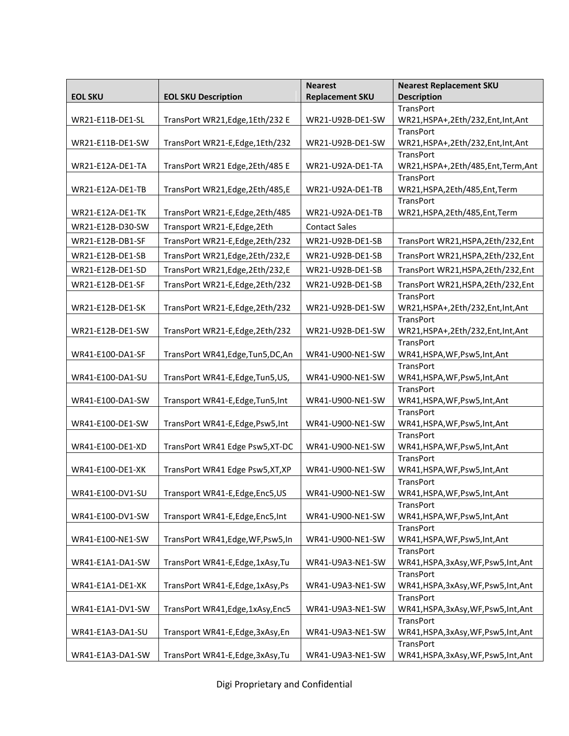| EOL SKU | EOL SKU Description | Nearest Replacement SKU | Nearest Replacement SKU Description |
| --- | --- | --- | --- |
| WR21-E11B-DE1-SL | TransPort WR21,Edge,1Eth/232 E | WR21-U92B-DE1-SW | TransPort WR21,HSPA+,2Eth/232,Ent,Int,Ant |
| WR21-E11B-DE1-SW | TransPort WR21-E,Edge,1Eth/232 | WR21-U92B-DE1-SW | TransPort WR21,HSPA+,2Eth/232,Ent,Int,Ant |
| WR21-E12A-DE1-TA | TransPort WR21 Edge,2Eth/485 E | WR21-U92A-DE1-TA | TransPort WR21,HSPA+,2Eth/485,Ent,Term,Ant |
| WR21-E12A-DE1-TB | TransPort WR21,Edge,2Eth/485,E | WR21-U92A-DE1-TB | TransPort WR21,HSPA,2Eth/485,Ent,Term |
| WR21-E12A-DE1-TK | TransPort WR21-E,Edge,2Eth/485 | WR21-U92A-DE1-TB | TransPort WR21,HSPA,2Eth/485,Ent,Term |
| WR21-E12B-D30-SW | Transport WR21-E,Edge,2Eth | Contact Sales | |
| WR21-E12B-DB1-SF | TransPort WR21-E,Edge,2Eth/232 | WR21-U92B-DE1-SB | TransPort WR21,HSPA,2Eth/232,Ent |
| WR21-E12B-DE1-SB | TransPort WR21,Edge,2Eth/232,E | WR21-U92B-DE1-SB | TransPort WR21,HSPA,2Eth/232,Ent |
| WR21-E12B-DE1-SD | TransPort WR21,Edge,2Eth/232,E | WR21-U92B-DE1-SB | TransPort WR21,HSPA,2Eth/232,Ent |
| WR21-E12B-DE1-SF | TransPort WR21-E,Edge,2Eth/232 | WR21-U92B-DE1-SB | TransPort WR21,HSPA,2Eth/232,Ent |
| WR21-E12B-DE1-SK | TransPort WR21-E,Edge,2Eth/232 | WR21-U92B-DE1-SW | TransPort WR21,HSPA+,2Eth/232,Ent,Int,Ant |
| WR21-E12B-DE1-SW | TransPort WR21-E,Edge,2Eth/232 | WR21-U92B-DE1-SW | TransPort WR21,HSPA+,2Eth/232,Ent,Int,Ant |
| WR41-E100-DA1-SF | TransPort WR41,Edge,Tun5,DC,An | WR41-U900-NE1-SW | TransPort WR41,HSPA,WF,Psw5,Int,Ant |
| WR41-E100-DA1-SU | TransPort WR41-E,Edge,Tun5,US, | WR41-U900-NE1-SW | TransPort WR41,HSPA,WF,Psw5,Int,Ant |
| WR41-E100-DA1-SW | Transport WR41-E,Edge,Tun5,Int | WR41-U900-NE1-SW | TransPort WR41,HSPA,WF,Psw5,Int,Ant |
| WR41-E100-DE1-SW | TransPort WR41-E,Edge,Psw5,Int | WR41-U900-NE1-SW | TransPort WR41,HSPA,WF,Psw5,Int,Ant |
| WR41-E100-DE1-XD | TransPort WR41 Edge Psw5,XT-DC | WR41-U900-NE1-SW | TransPort WR41,HSPA,WF,Psw5,Int,Ant |
| WR41-E100-DE1-XK | TransPort WR41 Edge Psw5,XT,XP | WR41-U900-NE1-SW | TransPort WR41,HSPA,WF,Psw5,Int,Ant |
| WR41-E100-DV1-SU | Transport WR41-E,Edge,Enc5,US | WR41-U900-NE1-SW | TransPort WR41,HSPA,WF,Psw5,Int,Ant |
| WR41-E100-DV1-SW | Transport WR41-E,Edge,Enc5,Int | WR41-U900-NE1-SW | TransPort WR41,HSPA,WF,Psw5,Int,Ant |
| WR41-E100-NE1-SW | TransPort WR41,Edge,WF,Psw5,In | WR41-U900-NE1-SW | TransPort WR41,HSPA,WF,Psw5,Int,Ant |
| WR41-E1A1-DA1-SW | TransPort WR41-E,Edge,1xAsy,Tu | WR41-U9A3-NE1-SW | TransPort WR41,HSPA,3xAsy,WF,Psw5,Int,Ant |
| WR41-E1A1-DE1-XK | TransPort WR41-E,Edge,1xAsy,Ps | WR41-U9A3-NE1-SW | TransPort WR41,HSPA,3xAsy,WF,Psw5,Int,Ant |
| WR41-E1A1-DV1-SW | TransPort WR41,Edge,1xAsy,Enc5 | WR41-U9A3-NE1-SW | TransPort WR41,HSPA,3xAsy,WF,Psw5,Int,Ant |
| WR41-E1A3-DA1-SU | Transport WR41-E,Edge,3xAsy,En | WR41-U9A3-NE1-SW | TransPort WR41,HSPA,3xAsy,WF,Psw5,Int,Ant |
| WR41-E1A3-DA1-SW | TransPort WR41-E,Edge,3xAsy,Tu | WR41-U9A3-NE1-SW | TransPort WR41,HSPA,3xAsy,WF,Psw5,Int,Ant |

Digi Proprietary and Confidential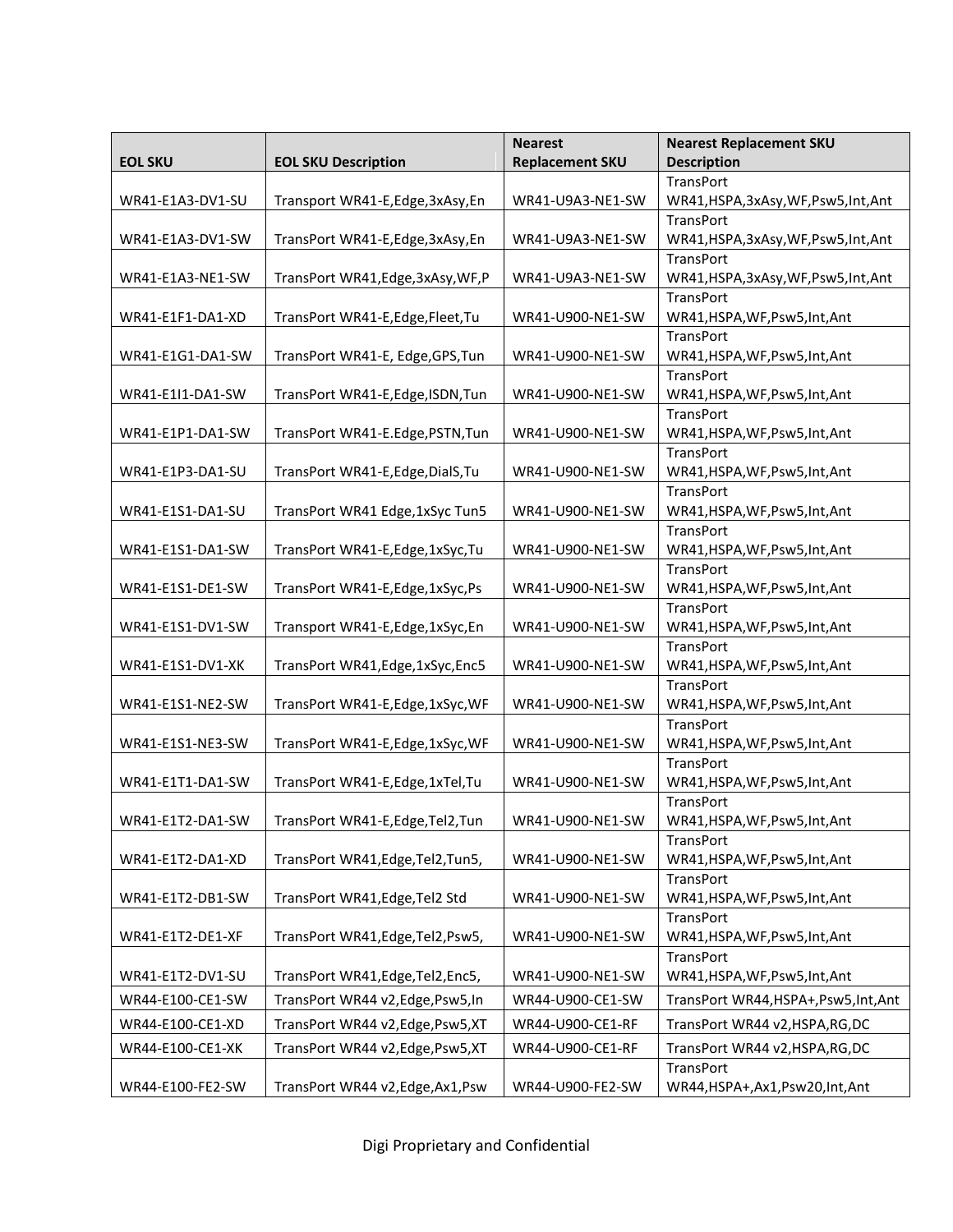| EOL SKU | EOL SKU Description | Nearest Replacement SKU | Nearest Replacement SKU Description |
| --- | --- | --- | --- |
| WR41-E1A3-DV1-SU | Transport WR41-E,Edge,3xAsy,En | WR41-U9A3-NE1-SW | TransPort WR41,HSPA,3xAsy,WF,Psw5,Int,Ant |
| WR41-E1A3-DV1-SW | TransPort WR41-E,Edge,3xAsy,En | WR41-U9A3-NE1-SW | TransPort WR41,HSPA,3xAsy,WF,Psw5,Int,Ant |
| WR41-E1A3-NE1-SW | TransPort WR41,Edge,3xAsy,WF,P | WR41-U9A3-NE1-SW | TransPort WR41,HSPA,3xAsy,WF,Psw5,Int,Ant |
| WR41-E1F1-DA1-XD | TransPort WR41-E,Edge,Fleet,Tu | WR41-U900-NE1-SW | TransPort WR41,HSPA,WF,Psw5,Int,Ant |
| WR41-E1G1-DA1-SW | TransPort WR41-E, Edge,GPS,Tun | WR41-U900-NE1-SW | TransPort WR41,HSPA,WF,Psw5,Int,Ant |
| WR41-E1I1-DA1-SW | TransPort WR41-E,Edge,ISDN,Tun | WR41-U900-NE1-SW | TransPort WR41,HSPA,WF,Psw5,Int,Ant |
| WR41-E1P1-DA1-SW | TransPort WR41-E.Edge,PSTN,Tun | WR41-U900-NE1-SW | TransPort WR41,HSPA,WF,Psw5,Int,Ant |
| WR41-E1P3-DA1-SU | TransPort WR41-E,Edge,DialS,Tu | WR41-U900-NE1-SW | TransPort WR41,HSPA,WF,Psw5,Int,Ant |
| WR41-E1S1-DA1-SU | TransPort WR41 Edge,1xSyc Tun5 | WR41-U900-NE1-SW | TransPort WR41,HSPA,WF,Psw5,Int,Ant |
| WR41-E1S1-DA1-SW | TransPort WR41-E,Edge,1xSyc,Tu | WR41-U900-NE1-SW | TransPort WR41,HSPA,WF,Psw5,Int,Ant |
| WR41-E1S1-DE1-SW | TransPort WR41-E,Edge,1xSyc,Ps | WR41-U900-NE1-SW | TransPort WR41,HSPA,WF,Psw5,Int,Ant |
| WR41-E1S1-DV1-SW | Transport WR41-E,Edge,1xSyc,En | WR41-U900-NE1-SW | TransPort WR41,HSPA,WF,Psw5,Int,Ant |
| WR41-E1S1-DV1-XK | TransPort WR41,Edge,1xSyc,Enc5 | WR41-U900-NE1-SW | TransPort WR41,HSPA,WF,Psw5,Int,Ant |
| WR41-E1S1-NE2-SW | TransPort WR41-E,Edge,1xSyc,WF | WR41-U900-NE1-SW | TransPort WR41,HSPA,WF,Psw5,Int,Ant |
| WR41-E1S1-NE3-SW | TransPort WR41-E,Edge,1xSyc,WF | WR41-U900-NE1-SW | TransPort WR41,HSPA,WF,Psw5,Int,Ant |
| WR41-E1T1-DA1-SW | TransPort WR41-E,Edge,1xTel,Tu | WR41-U900-NE1-SW | TransPort WR41,HSPA,WF,Psw5,Int,Ant |
| WR41-E1T2-DA1-SW | TransPort WR41-E,Edge,Tel2,Tun | WR41-U900-NE1-SW | TransPort WR41,HSPA,WF,Psw5,Int,Ant |
| WR41-E1T2-DA1-XD | TransPort WR41,Edge,Tel2,Tun5, | WR41-U900-NE1-SW | TransPort WR41,HSPA,WF,Psw5,Int,Ant |
| WR41-E1T2-DB1-SW | TransPort WR41,Edge,Tel2 Std | WR41-U900-NE1-SW | TransPort WR41,HSPA,WF,Psw5,Int,Ant |
| WR41-E1T2-DE1-XF | TransPort WR41,Edge,Tel2,Psw5, | WR41-U900-NE1-SW | TransPort WR41,HSPA,WF,Psw5,Int,Ant |
| WR41-E1T2-DV1-SU | TransPort WR41,Edge,Tel2,Enc5, | WR41-U900-NE1-SW | TransPort WR41,HSPA,WF,Psw5,Int,Ant |
| WR44-E100-CE1-SW | TransPort WR44 v2,Edge,Psw5,In | WR44-U900-CE1-SW | TransPort WR44,HSPA+,Psw5,Int,Ant |
| WR44-E100-CE1-XD | TransPort WR44 v2,Edge,Psw5,XT | WR44-U900-CE1-RF | TransPort WR44 v2,HSPA,RG,DC |
| WR44-E100-CE1-XK | TransPort WR44 v2,Edge,Psw5,XT | WR44-U900-CE1-RF | TransPort WR44 v2,HSPA,RG,DC |
| WR44-E100-FE2-SW | TransPort WR44 v2,Edge,Ax1,Psw | WR44-U900-FE2-SW | TransPort WR44,HSPA+,Ax1,Psw20,Int,Ant |

Digi Proprietary and Confidential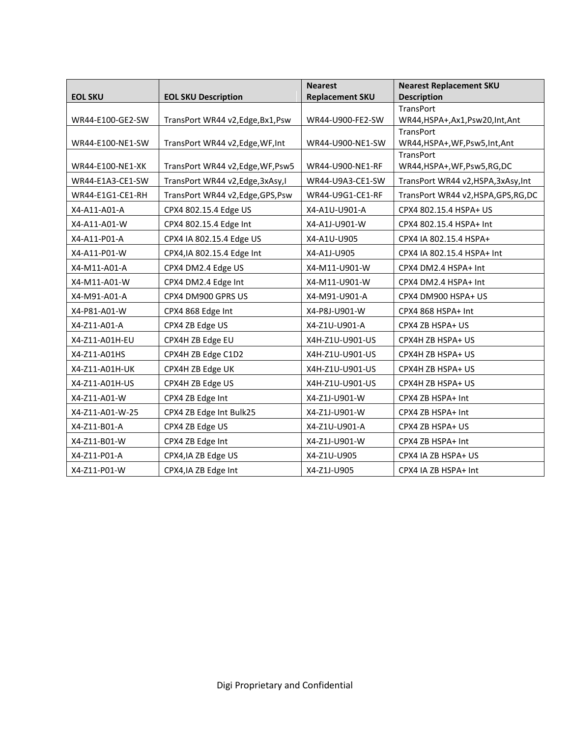| EOL SKU | EOL SKU Description | Nearest Replacement SKU | Nearest Replacement SKU Description |
| --- | --- | --- | --- |
| WR44-E100-GE2-SW | TransPort WR44 v2,Edge,Bx1,Psw | WR44-U900-FE2-SW | TransPort WR44,HSPA+,Ax1,Psw20,Int,Ant |
| WR44-E100-NE1-SW | TransPort WR44 v2,Edge,WF,Int | WR44-U900-NE1-SW | TransPort WR44,HSPA+,WF,Psw5,Int,Ant |
| WR44-E100-NE1-XK | TransPort WR44 v2,Edge,WF,Psw5 | WR44-U900-NE1-RF | TransPort WR44,HSPA+,WF,Psw5,RG,DC |
| WR44-E1A3-CE1-SW | TransPort WR44 v2,Edge,3xAsy,I | WR44-U9A3-CE1-SW | TransPort WR44 v2,HSPA,3xAsy,Int |
| WR44-E1G1-CE1-RH | TransPort WR44 v2,Edge,GPS,Psw | WR44-U9G1-CE1-RF | TransPort WR44 v2,HSPA,GPS,RG,DC |
| X4-A11-A01-A | CPX4 802.15.4 Edge US | X4-A1U-U901-A | CPX4 802.15.4 HSPA+ US |
| X4-A11-A01-W | CPX4 802.15.4 Edge Int | X4-A1J-U901-W | CPX4 802.15.4 HSPA+ Int |
| X4-A11-P01-A | CPX4 IA 802.15.4 Edge US | X4-A1U-U905 | CPX4 IA 802.15.4 HSPA+ |
| X4-A11-P01-W | CPX4,IA 802.15.4 Edge Int | X4-A1J-U905 | CPX4 IA 802.15.4 HSPA+ Int |
| X4-M11-A01-A | CPX4 DM2.4 Edge US | X4-M11-U901-W | CPX4 DM2.4 HSPA+ Int |
| X4-M11-A01-W | CPX4 DM2.4 Edge Int | X4-M11-U901-W | CPX4 DM2.4 HSPA+ Int |
| X4-M91-A01-A | CPX4 DM900 GPRS US | X4-M91-U901-A | CPX4 DM900 HSPA+ US |
| X4-P81-A01-W | CPX4 868 Edge Int | X4-P8J-U901-W | CPX4 868 HSPA+ Int |
| X4-Z11-A01-A | CPX4 ZB Edge US | X4-Z1U-U901-A | CPX4 ZB HSPA+ US |
| X4-Z11-A01H-EU | CPX4H ZB Edge EU | X4H-Z1U-U901-US | CPX4H ZB HSPA+ US |
| X4-Z11-A01HS | CPX4H ZB Edge C1D2 | X4H-Z1U-U901-US | CPX4H ZB HSPA+ US |
| X4-Z11-A01H-UK | CPX4H ZB Edge UK | X4H-Z1U-U901-US | CPX4H ZB HSPA+ US |
| X4-Z11-A01H-US | CPX4H ZB Edge US | X4H-Z1U-U901-US | CPX4H ZB HSPA+ US |
| X4-Z11-A01-W | CPX4 ZB Edge Int | X4-Z1J-U901-W | CPX4 ZB HSPA+ Int |
| X4-Z11-A01-W-25 | CPX4 ZB Edge Int Bulk25 | X4-Z1J-U901-W | CPX4 ZB HSPA+ Int |
| X4-Z11-B01-A | CPX4 ZB Edge US | X4-Z1U-U901-A | CPX4 ZB HSPA+ US |
| X4-Z11-B01-W | CPX4 ZB Edge Int | X4-Z1J-U901-W | CPX4 ZB HSPA+ Int |
| X4-Z11-P01-A | CPX4,IA ZB Edge US | X4-Z1U-U905 | CPX4 IA ZB HSPA+ US |
| X4-Z11-P01-W | CPX4,IA ZB Edge Int | X4-Z1J-U905 | CPX4 IA ZB HSPA+ Int |

Digi Proprietary and Confidential